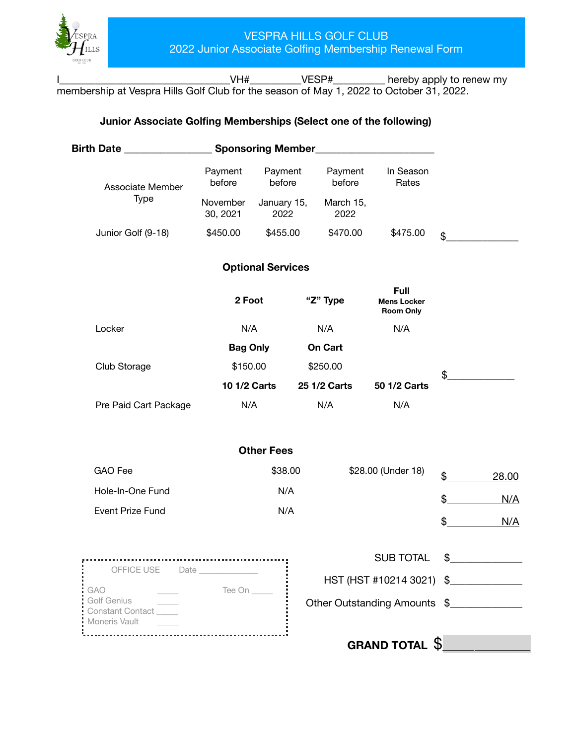# VESPRA HILLS GOLF CLUB

## 2022 Junior Associate Golfing Membership Renewal Form

I_______________________________VH#_________VESP#_________ hereby apply to renew my membership at Vespra Hills Golf Club for the season of May 1, 2022 to October 31, 2022.

**Junior Associate Golfing Memberships (Select one of the following)**

**Birth Date** _______________ **Sponsoring Member**_____________________

| Associate Member Type | Payment before November 30, 2021 | Payment before January 15, 2022 | Payment before March 15, 2022 | In Season Rates | |
|---|---|---|---|---|---|
| Junior Golf (9-18) | $450.00 | $455.00 | $470.00 | $475.00 | $____________ |

### Optional Services

| | **2 Foot** | **"Z" Type** | **Full Mens Locker Room Only** | |
|---|---|---|---|---|
| Locker | N/A | N/A | N/A | |
| | **Bag Only** | **On Cart** | | |
| Club Storage | $150.00 | $250.00 | | $____________ |
| | **10 1/2 Carts** | **25 1/2 Carts** | **50 1/2 Carts** | |
| Pre Paid Cart Package | N/A | N/A | N/A | |

### Other Fees

| | | | |
|---|---|---|---|
| GAO Fee | $38.00 | $28.00 (Under 18) | $ 28.00 |
| Hole-In-One Fund | N/A | | $ N/A |
| Event Prize Fund | N/A | | $ N/A |

SUB TOTAL $____________

HST (HST #10214 3021) $____________

Other Outstanding Amounts $____________

**GRAND TOTAL** $____________

OFFICE USE Date _____________

GAO _____ Tee On _____
Golf Genius _____
Constant Contact _____
Moneris Vault _____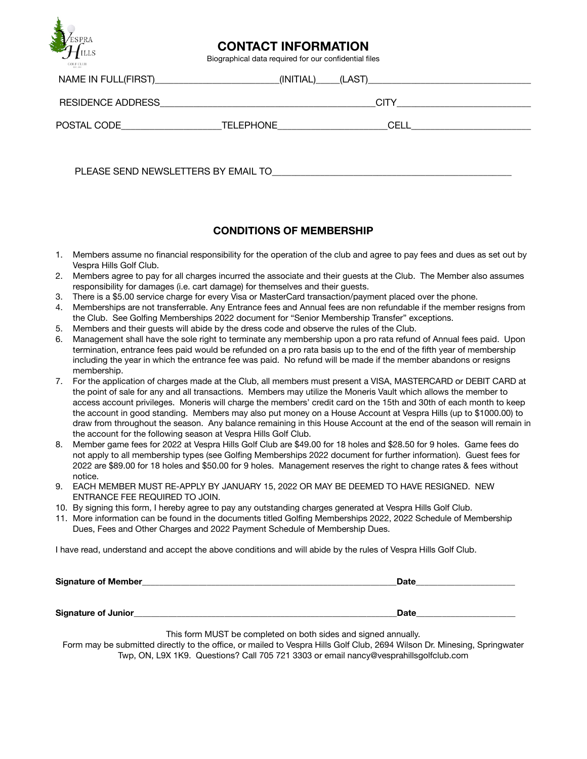## CONTACT INFORMATION

Biographical data required for our confidential files

NAME IN FULL(FIRST)________________________(INITIAL)_____(LAST)________________________________

RESIDENCE ADDRESS__________________________________________CITY__________________________

POSTAL CODE___________________TELEPHONE_____________________CELL________________________

PLEASE SEND NEWSLETTERS BY EMAIL TO_______________________________________________

## CONDITIONS OF MEMBERSHIP

1. Members assume no financial responsibility for the operation of the club and agree to pay fees and dues as set out by Vespra Hills Golf Club.
2. Members agree to pay for all charges incurred the associate and their guests at the Club. The Member also assumes responsibility for damages (i.e. cart damage) for themselves and their guests.
3. There is a $5.00 service charge for every Visa or MasterCard transaction/payment placed over the phone.
4. Memberships are not transferrable. Any Entrance fees and Annual fees are non refundable if the member resigns from the Club. See Golfing Memberships 2022 document for "Senior Membership Transfer" exceptions.
5. Members and their guests will abide by the dress code and observe the rules of the Club.
6. Management shall have the sole right to terminate any membership upon a pro rata refund of Annual fees paid. Upon termination, entrance fees paid would be refunded on a pro rata basis up to the end of the fifth year of membership including the year in which the entrance fee was paid. No refund will be made if the member abandons or resigns membership.
7. For the application of charges made at the Club, all members must present a VISA, MASTERCARD or DEBIT CARD at the point of sale for any and all transactions. Members may utilize the Moneris Vault which allows the member to access account privileges. Moneris will charge the members' credit card on the 15th and 30th of each month to keep the account in good standing. Members may also put money on a House Account at Vespra Hills (up to $1000.00) to draw from throughout the season. Any balance remaining in this House Account at the end of the season will remain in the account for the following season at Vespra Hills Golf Club.
8. Member game fees for 2022 at Vespra Hills Golf Club are $49.00 for 18 holes and $28.50 for 9 holes. Game fees do not apply to all membership types (see Golfing Memberships 2022 document for further information). Guest fees for 2022 are $89.00 for 18 holes and $50.00 for 9 holes. Management reserves the right to change rates & fees without notice.
9. EACH MEMBER MUST RE-APPLY BY JANUARY 15, 2022 OR MAY BE DEEMED TO HAVE RESIGNED. NEW ENTRANCE FEE REQUIRED TO JOIN.
10. By signing this form, I hereby agree to pay any outstanding charges generated at Vespra Hills Golf Club.
11. More information can be found in the documents titled Golfing Memberships 2022, 2022 Schedule of Membership Dues, Fees and Other Charges and 2022 Payment Schedule of Membership Dues.

I have read, understand and accept the above conditions and will abide by the rules of Vespra Hills Golf Club.

**Signature of Member**_______________________________________________________**Date**_____________________

**Signature of Junior**________________________________________________________**Date**_____________________

This form MUST be completed on both sides and signed annually.

Form may be submitted directly to the office, or mailed to Vespra Hills Golf Club, 2694 Wilson Dr. Minesing, Springwater Twp, ON, L9X 1K9. Questions? Call 705 721 3303 or email nancy@vesprahillsgolfclub.com